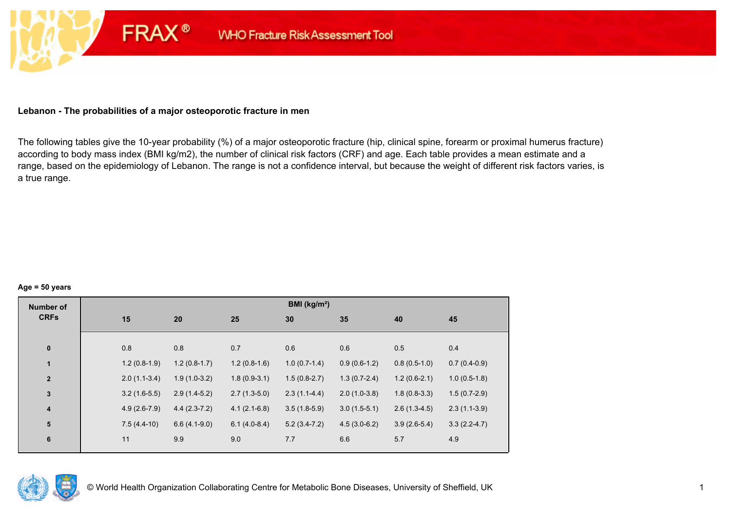FRAX® WHO Fracture Risk Assessment Tool

**Lebanon - The probabilities of a major osteoporotic fracture in men**

The following tables give the 10-year probability (%) of a major osteoporotic fracture (hip, clinical spine, forearm or proximal humerus fracture) according to body mass index (BMI kg/m2), the number of clinical risk factors (CRF) and age. Each table provides a mean estimate and a range, based on the epidemiology of Lebanon. The range is not a confidence interval, but because the weight of different risk factors varies, is a true range.

**Age = 50 years**

| Number of CRFs | BMI (kg/m²) | | | | | | |
|---|---|---|---|---|---|---|---|
| | 15 | 20 | 25 | 30 | 35 | 40 | 45 |
| 0 | 0.8 | 0.8 | 0.7 | 0.6 | 0.6 | 0.5 | 0.4 |
| 1 | 1.2 (0.8-1.9) | 1.2 (0.8-1.7) | 1.2 (0.8-1.6) | 1.0 (0.7-1.4) | 0.9 (0.6-1.2) | 0.8 (0.5-1.0) | 0.7 (0.4-0.9) |
| 2 | 2.0 (1.1-3.4) | 1.9 (1.0-3.2) | 1.8 (0.9-3.1) | 1.5 (0.8-2.7) | 1.3 (0.7-2.4) | 1.2 (0.6-2.1) | 1.0 (0.5-1.8) |
| 3 | 3.2 (1.6-5.5) | 2.9 (1.4-5.2) | 2.7 (1.3-5.0) | 2.3 (1.1-4.4) | 2.0 (1.0-3.8) | 1.8 (0.8-3.3) | 1.5 (0.7-2.9) |
| 4 | 4.9 (2.6-7.9) | 4.4 (2.3-7.2) | 4.1 (2.1-6.8) | 3.5 (1.8-5.9) | 3.0 (1.5-5.1) | 2.6 (1.3-4.5) | 2.3 (1.1-3.9) |
| 5 | 7.5 (4.4-10) | 6.6 (4.1-9.0) | 6.1 (4.0-8.4) | 5.2 (3.4-7.2) | 4.5 (3.0-6.2) | 3.9 (2.6-5.4) | 3.3 (2.2-4.7) |
| 6 | 11 | 9.9 | 9.0 | 7.7 | 6.6 | 5.7 | 4.9 |

© World Health Organization Collaborating Centre for Metabolic Bone Diseases, University of Sheffield, UK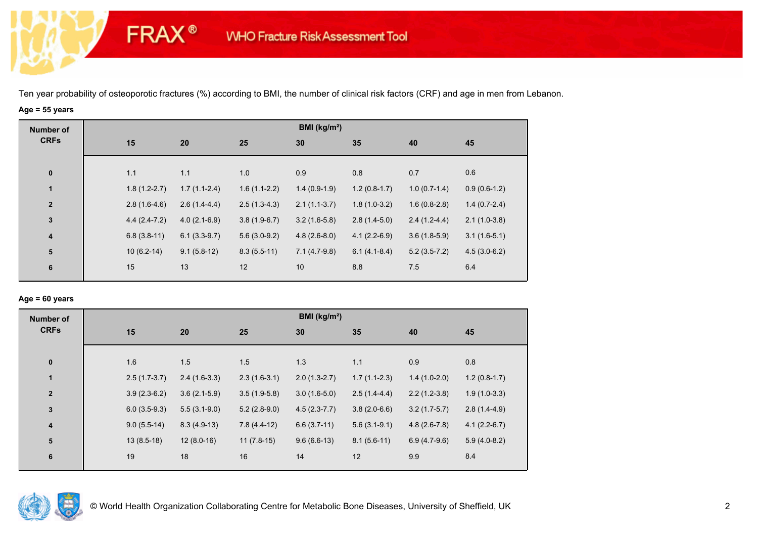Ten year probability of osteoporotic fractures (%) according to BMI, the number of clinical risk factors (CRF) and age in men from Lebanon.

**Age = 55 years**

| Number of CRFs | BMI (kg/m²) | | | | | | |
|---|---|---|---|---|---|---|---|
| | 15 | 20 | 25 | 30 | 35 | 40 | 45 |
| 0 | 1.1 | 1.1 | 1.0 | 0.9 | 0.8 | 0.7 | 0.6 |
| 1 | 1.8 (1.2-2.7) | 1.7 (1.1-2.4) | 1.6 (1.1-2.2) | 1.4 (0.9-1.9) | 1.2 (0.8-1.7) | 1.0 (0.7-1.4) | 0.9 (0.6-1.2) |
| 2 | 2.8 (1.6-4.6) | 2.6 (1.4-4.4) | 2.5 (1.3-4.3) | 2.1 (1.1-3.7) | 1.8 (1.0-3.2) | 1.6 (0.8-2.8) | 1.4 (0.7-2.4) |
| 3 | 4.4 (2.4-7.2) | 4.0 (2.1-6.9) | 3.8 (1.9-6.7) | 3.2 (1.6-5.8) | 2.8 (1.4-5.0) | 2.4 (1.2-4.4) | 2.1 (1.0-3.8) |
| 4 | 6.8 (3.8-11) | 6.1 (3.3-9.7) | 5.6 (3.0-9.2) | 4.8 (2.6-8.0) | 4.1 (2.2-6.9) | 3.6 (1.8-5.9) | 3.1 (1.6-5.1) |
| 5 | 10 (6.2-14) | 9.1 (5.8-12) | 8.3 (5.5-11) | 7.1 (4.7-9.8) | 6.1 (4.1-8.4) | 5.2 (3.5-7.2) | 4.5 (3.0-6.2) |
| 6 | 15 | 13 | 12 | 10 | 8.8 | 7.5 | 6.4 |

**Age = 60 years**

| Number of CRFs | BMI (kg/m²) | | | | | | |
|---|---|---|---|---|---|---|---|
| | 15 | 20 | 25 | 30 | 35 | 40 | 45 |
| 0 | 1.6 | 1.5 | 1.5 | 1.3 | 1.1 | 0.9 | 0.8 |
| 1 | 2.5 (1.7-3.7) | 2.4 (1.6-3.3) | 2.3 (1.6-3.1) | 2.0 (1.3-2.7) | 1.7 (1.1-2.3) | 1.4 (1.0-2.0) | 1.2 (0.8-1.7) |
| 2 | 3.9 (2.3-6.2) | 3.6 (2.1-5.9) | 3.5 (1.9-5.8) | 3.0 (1.6-5.0) | 2.5 (1.4-4.4) | 2.2 (1.2-3.8) | 1.9 (1.0-3.3) |
| 3 | 6.0 (3.5-9.3) | 5.5 (3.1-9.0) | 5.2 (2.8-9.0) | 4.5 (2.3-7.7) | 3.8 (2.0-6.6) | 3.2 (1.7-5.7) | 2.8 (1.4-4.9) |
| 4 | 9.0 (5.5-14) | 8.3 (4.9-13) | 7.8 (4.4-12) | 6.6 (3.7-11) | 5.6 (3.1-9.1) | 4.8 (2.6-7.8) | 4.1 (2.2-6.7) |
| 5 | 13 (8.5-18) | 12 (8.0-16) | 11 (7.8-15) | 9.6 (6.6-13) | 8.1 (5.6-11) | 6.9 (4.7-9.6) | 5.9 (4.0-8.2) |
| 6 | 19 | 18 | 16 | 14 | 12 | 9.9 | 8.4 |

© World Health Organization Collaborating Centre for Metabolic Bone Diseases, University of Sheffield, UK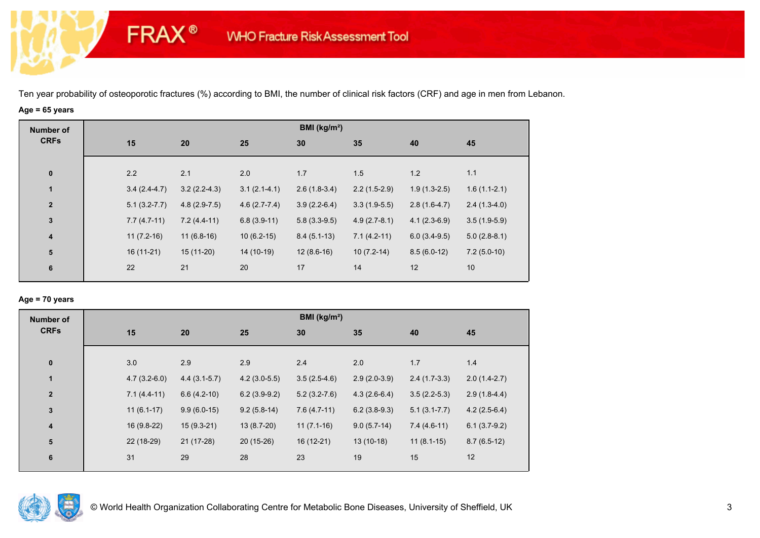FRAX® WHO Fracture Risk Assessment Tool

Ten year probability of osteoporotic fractures (%) according to BMI, the number of clinical risk factors (CRF) and age in men from Lebanon.

**Age = 65 years**

| Number of CRFs | BMI (kg/m²) | | | | | | |
|---|---|---|---|---|---|---|---|
| | 15 | 20 | 25 | 30 | 35 | 40 | 45 |
| 0 | 2.2 | 2.1 | 2.0 | 1.7 | 1.5 | 1.2 | 1.1 |
| 1 | 3.4 (2.4-4.7) | 3.2 (2.2-4.3) | 3.1 (2.1-4.1) | 2.6 (1.8-3.4) | 2.2 (1.5-2.9) | 1.9 (1.3-2.5) | 1.6 (1.1-2.1) |
| 2 | 5.1 (3.2-7.7) | 4.8 (2.9-7.5) | 4.6 (2.7-7.4) | 3.9 (2.2-6.4) | 3.3 (1.9-5.5) | 2.8 (1.6-4.7) | 2.4 (1.3-4.0) |
| 3 | 7.7 (4.7-11) | 7.2 (4.4-11) | 6.8 (3.9-11) | 5.8 (3.3-9.5) | 4.9 (2.7-8.1) | 4.1 (2.3-6.9) | 3.5 (1.9-5.9) |
| 4 | 11 (7.2-16) | 11 (6.8-16) | 10 (6.2-15) | 8.4 (5.1-13) | 7.1 (4.2-11) | 6.0 (3.4-9.5) | 5.0 (2.8-8.1) |
| 5 | 16 (11-21) | 15 (11-20) | 14 (10-19) | 12 (8.6-16) | 10 (7.2-14) | 8.5 (6.0-12) | 7.2 (5.0-10) |
| 6 | 22 | 21 | 20 | 17 | 14 | 12 | 10 |

**Age = 70 years**

| Number of CRFs | BMI (kg/m²) | | | | | | |
|---|---|---|---|---|---|---|---|
| | 15 | 20 | 25 | 30 | 35 | 40 | 45 |
| 0 | 3.0 | 2.9 | 2.9 | 2.4 | 2.0 | 1.7 | 1.4 |
| 1 | 4.7 (3.2-6.0) | 4.4 (3.1-5.7) | 4.2 (3.0-5.5) | 3.5 (2.5-4.6) | 2.9 (2.0-3.9) | 2.4 (1.7-3.3) | 2.0 (1.4-2.7) |
| 2 | 7.1 (4.4-11) | 6.6 (4.2-10) | 6.2 (3.9-9.2) | 5.2 (3.2-7.6) | 4.3 (2.6-6.4) | 3.5 (2.2-5.3) | 2.9 (1.8-4.4) |
| 3 | 11 (6.1-17) | 9.9 (6.0-15) | 9.2 (5.8-14) | 7.6 (4.7-11) | 6.2 (3.8-9.3) | 5.1 (3.1-7.7) | 4.2 (2.5-6.4) |
| 4 | 16 (9.8-22) | 15 (9.3-21) | 13 (8.7-20) | 11 (7.1-16) | 9.0 (5.7-14) | 7.4 (4.6-11) | 6.1 (3.7-9.2) |
| 5 | 22 (18-29) | 21 (17-28) | 20 (15-26) | 16 (12-21) | 13 (10-18) | 11 (8.1-15) | 8.7 (6.5-12) |
| 6 | 31 | 29 | 28 | 23 | 19 | 15 | 12 |

© World Health Organization Collaborating Centre for Metabolic Bone Diseases, University of Sheffield, UK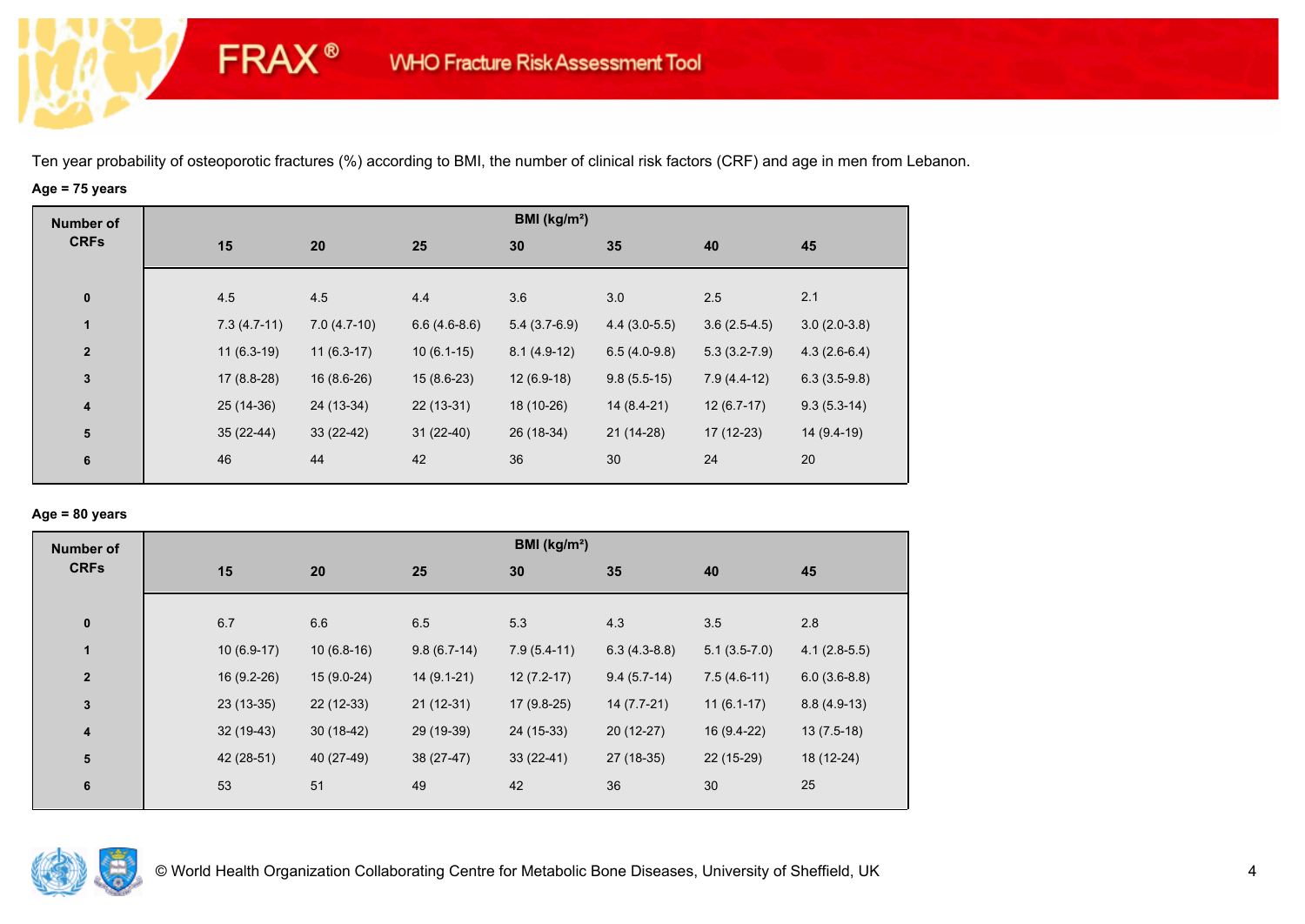Ten year probability of osteoporotic fractures (%) according to BMI, the number of clinical risk factors (CRF) and age in men from Lebanon.

**Age = 75 years**

| Number of CRFs | BMI (kg/m²) | | | | | | |
|---|---|---|---|---|---|---|---|
| | 15 | 20 | 25 | 30 | 35 | 40 | 45 |
| 0 | 4.5 | 4.5 | 4.4 | 3.6 | 3.0 | 2.5 | 2.1 |
| 1 | 7.3 (4.7-11) | 7.0 (4.7-10) | 6.6 (4.6-8.6) | 5.4 (3.7-6.9) | 4.4 (3.0-5.5) | 3.6 (2.5-4.5) | 3.0 (2.0-3.8) |
| 2 | 11 (6.3-19) | 11 (6.3-17) | 10 (6.1-15) | 8.1 (4.9-12) | 6.5 (4.0-9.8) | 5.3 (3.2-7.9) | 4.3 (2.6-6.4) |
| 3 | 17 (8.8-28) | 16 (8.6-26) | 15 (8.6-23) | 12 (6.9-18) | 9.8 (5.5-15) | 7.9 (4.4-12) | 6.3 (3.5-9.8) |
| 4 | 25 (14-36) | 24 (13-34) | 22 (13-31) | 18 (10-26) | 14 (8.4-21) | 12 (6.7-17) | 9.3 (5.3-14) |
| 5 | 35 (22-44) | 33 (22-42) | 31 (22-40) | 26 (18-34) | 21 (14-28) | 17 (12-23) | 14 (9.4-19) |
| 6 | 46 | 44 | 42 | 36 | 30 | 24 | 20 |

**Age = 80 years**

| Number of CRFs | BMI (kg/m²) | | | | | | |
|---|---|---|---|---|---|---|---|
| | 15 | 20 | 25 | 30 | 35 | 40 | 45 |
| 0 | 6.7 | 6.6 | 6.5 | 5.3 | 4.3 | 3.5 | 2.8 |
| 1 | 10 (6.9-17) | 10 (6.8-16) | 9.8 (6.7-14) | 7.9 (5.4-11) | 6.3 (4.3-8.8) | 5.1 (3.5-7.0) | 4.1 (2.8-5.5) |
| 2 | 16 (9.2-26) | 15 (9.0-24) | 14 (9.1-21) | 12 (7.2-17) | 9.4 (5.7-14) | 7.5 (4.6-11) | 6.0 (3.6-8.8) |
| 3 | 23 (13-35) | 22 (12-33) | 21 (12-31) | 17 (9.8-25) | 14 (7.7-21) | 11 (6.1-17) | 8.8 (4.9-13) |
| 4 | 32 (19-43) | 30 (18-42) | 29 (19-39) | 24 (15-33) | 20 (12-27) | 16 (9.4-22) | 13 (7.5-18) |
| 5 | 42 (28-51) | 40 (27-49) | 38 (27-47) | 33 (22-41) | 27 (18-35) | 22 (15-29) | 18 (12-24) |
| 6 | 53 | 51 | 49 | 42 | 36 | 30 | 25 |

© World Health Organization Collaborating Centre for Metabolic Bone Diseases, University of Sheffield, UK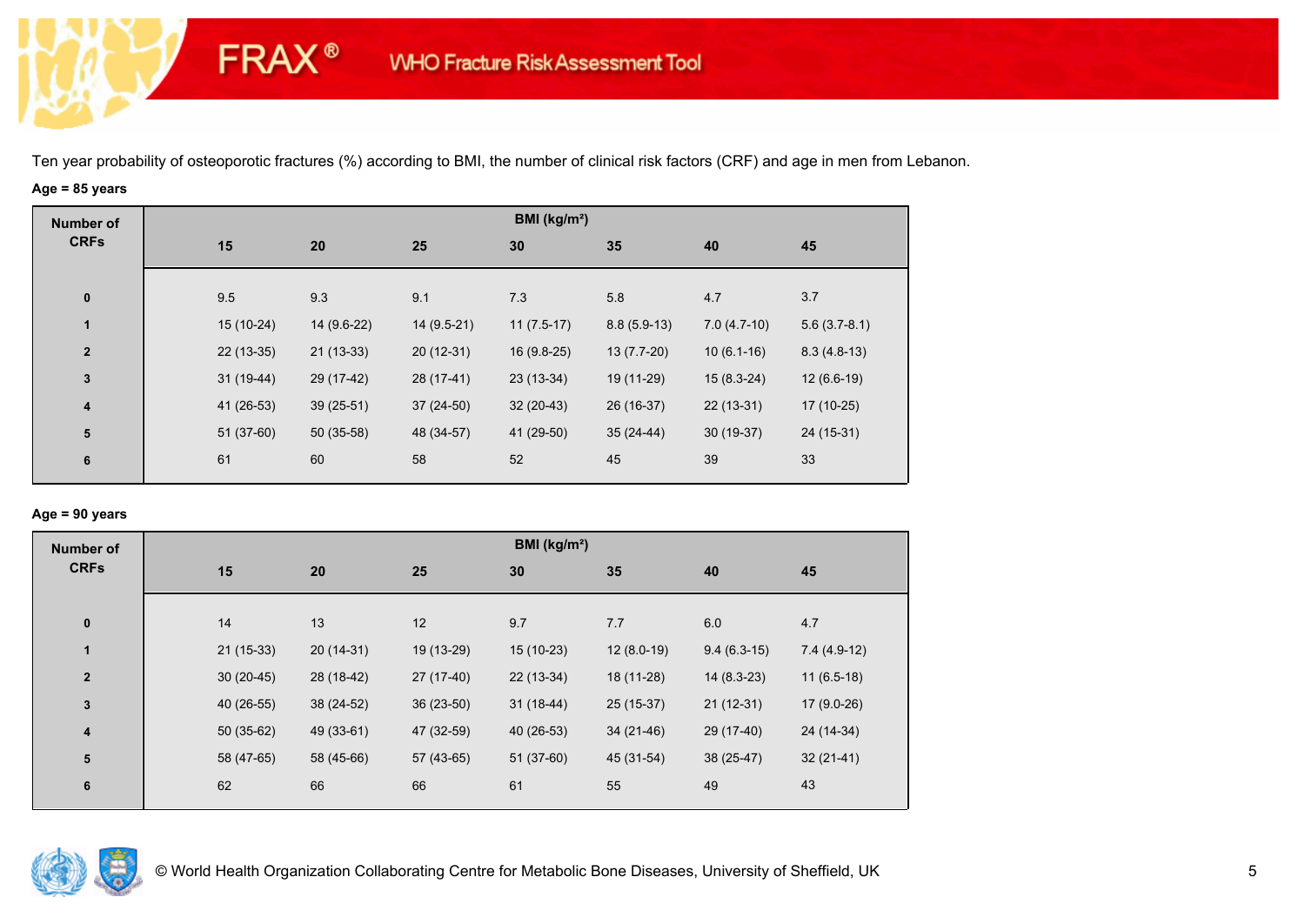FRAX® WHO Fracture Risk Assessment Tool

Ten year probability of osteoporotic fractures (%) according to BMI, the number of clinical risk factors (CRF) and age in men from Lebanon.

**Age = 85 years**

| Number of CRFs | BMI (kg/m²) | | | | | | |
|---|---|---|---|---|---|---|---|
| | 15 | 20 | 25 | 30 | 35 | 40 | 45 |
| 0 | 9.5 | 9.3 | 9.1 | 7.3 | 5.8 | 4.7 | 3.7 |
| 1 | 15 (10-24) | 14 (9.6-22) | 14 (9.5-21) | 11 (7.5-17) | 8.8 (5.9-13) | 7.0 (4.7-10) | 5.6 (3.7-8.1) |
| 2 | 22 (13-35) | 21 (13-33) | 20 (12-31) | 16 (9.8-25) | 13 (7.7-20) | 10 (6.1-16) | 8.3 (4.8-13) |
| 3 | 31 (19-44) | 29 (17-42) | 28 (17-41) | 23 (13-34) | 19 (11-29) | 15 (8.3-24) | 12 (6.6-19) |
| 4 | 41 (26-53) | 39 (25-51) | 37 (24-50) | 32 (20-43) | 26 (16-37) | 22 (13-31) | 17 (10-25) |
| 5 | 51 (37-60) | 50 (35-58) | 48 (34-57) | 41 (29-50) | 35 (24-44) | 30 (19-37) | 24 (15-31) |
| 6 | 61 | 60 | 58 | 52 | 45 | 39 | 33 |

**Age = 90 years**

| Number of CRFs | BMI (kg/m²) | | | | | | |
|---|---|---|---|---|---|---|---|
| | 15 | 20 | 25 | 30 | 35 | 40 | 45 |
| 0 | 14 | 13 | 12 | 9.7 | 7.7 | 6.0 | 4.7 |
| 1 | 21 (15-33) | 20 (14-31) | 19 (13-29) | 15 (10-23) | 12 (8.0-19) | 9.4 (6.3-15) | 7.4 (4.9-12) |
| 2 | 30 (20-45) | 28 (18-42) | 27 (17-40) | 22 (13-34) | 18 (11-28) | 14 (8.3-23) | 11 (6.5-18) |
| 3 | 40 (26-55) | 38 (24-52) | 36 (23-50) | 31 (18-44) | 25 (15-37) | 21 (12-31) | 17 (9.0-26) |
| 4 | 50 (35-62) | 49 (33-61) | 47 (32-59) | 40 (26-53) | 34 (21-46) | 29 (17-40) | 24 (14-34) |
| 5 | 58 (47-65) | 58 (45-66) | 57 (43-65) | 51 (37-60) | 45 (31-54) | 38 (25-47) | 32 (21-41) |
| 6 | 62 | 66 | 66 | 61 | 55 | 49 | 43 |

© World Health Organization Collaborating Centre for Metabolic Bone Diseases, University of Sheffield, UK